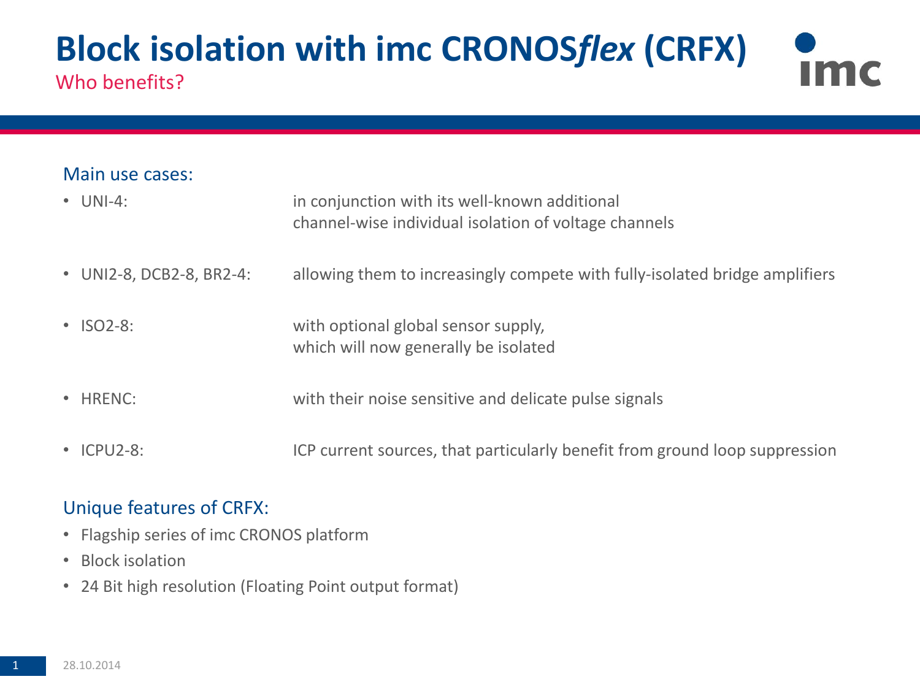# Block isolation with imc CRONOS*flex* (CRFX)

## Who benefits?

### Main use cases:

- UNI-4: in conjunction with its well-known additional channel-wise individual isolation of voltage channels
- UNI2-8, DCB2-8, BR2-4: allowing them to increasingly compete with fully-isolated bridge amplifiers
- ISO2-8: with optional global sensor supply, which will now generally be isolated
- HRENC: with their noise sensitive and delicate pulse signals
- ICPU2-8: ICP current sources, that particularly benefit from ground loop suppression

### Unique features of CRFX:

- Flagship series of imc CRONOS platform
- Block isolation
- 24 Bit high resolution (Floating Point output format)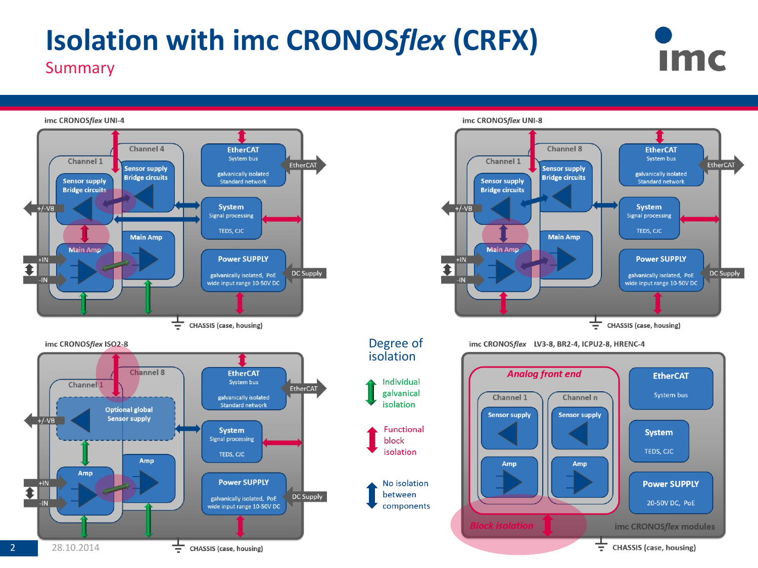# Isolation with imc CRONOS*flex* (CRFX)

## Summary

### imc CRONOS*flex* UNI-4

- Channel 1: Sensor supply, Bridge circuits, Main Amp
- Channel 4: Sensor supply, Bridge circuits, Main Amp
- EtherCAT: System bus, galvanically isolated, Standard network
- System: Signal processing, TEDS, CJC
- Power SUPPLY: galvanically isolated, PoE, wide input range 10-50V DC
- Connections: +/-VB, +IN, -IN, EtherCAT, DC Supply
- CHASSIS (case, housing)

### imc CRONOS*flex* UNI-8

- Channel 1: Sensor supply, Bridge circuits, Main Amp
- Channel 8: Sensor supply, Bridge circuits, Main Amp
- EtherCAT: System bus, galvanically isolated, Standard network
- System: Signal processing, TEDS, CJC
- Power SUPPLY: galvanically isolated, PoE, wide input range 10-50V DC
- Connections: +/-VB, +IN, -IN, EtherCAT, DC Supply
- CHASSIS (case, housing)

### imc CRONOS*flex* ISO2-8

- Channel 1: Amp
- Channel 8: Amp
- Optional global Sensor supply
- EtherCAT: System bus, galvanically isolated, Standard network
- System: Signal processing, TEDS, CJC
- Power SUPPLY: galvanically isolated, PoE, wide input range 10-50V DC
- Connections: +/-VB, +IN, -IN, EtherCAT, DC Supply
- CHASSIS (case, housing)

### Degree of isolation

- Individual galvanical isolation
- Functional block isolation
- No isolation between components

### imc CRONOS*flex* LV3-8, BR2-4, ICPU2-8, HRENC-4

- *Analog front end*: Channel 1 (Sensor supply, Amp), Channel n (Sensor supply, Amp)
- *Block isolation*
- EtherCAT: System bus
- System: TEDS, CJC
- Power SUPPLY: 20-50V DC, PoE
- imc CRONOS*flex* modules
- CHASSIS (case, housing)

28.10.2014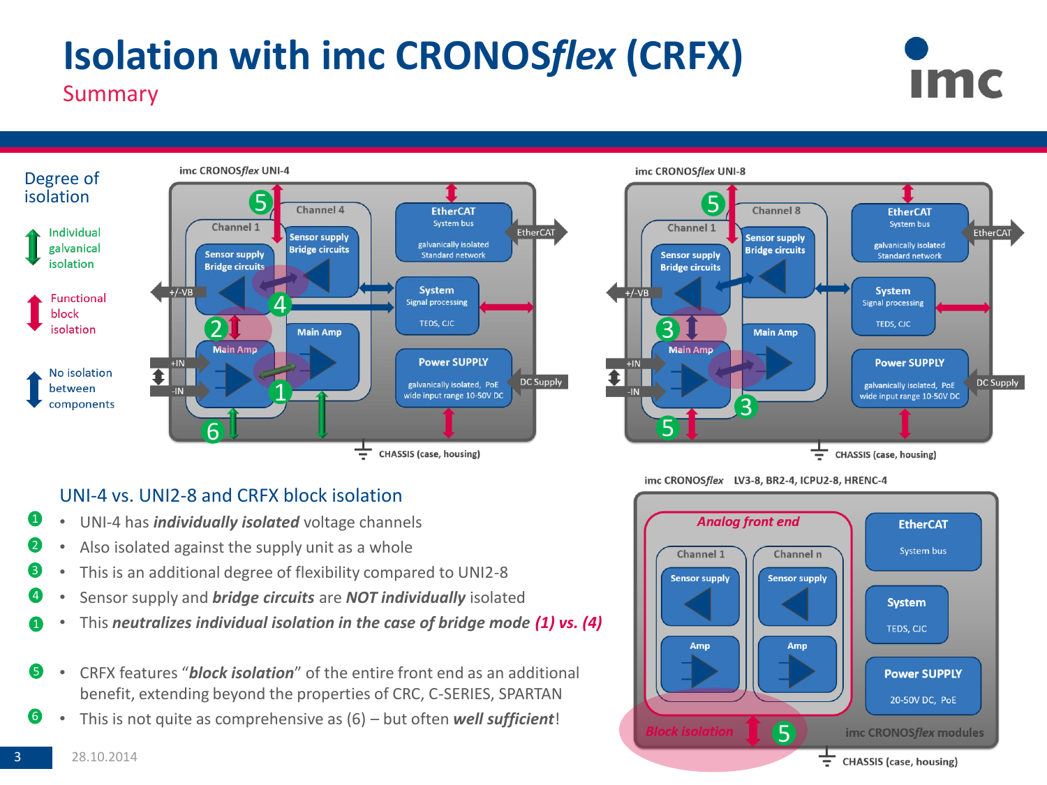# Isolation with imc CRONOS*flex* (CRFX)

## Summary

Degree of isolation

Individual galvanical isolation

Functional block isolation

No isolation between components

imc CRONOS*flex* UNI-4

Channel 4
Channel 1
Sensor supply
Bridge circuits
Sensor supply
Bridge circuits
Main Amp
Main Amp
+/-VB
+IN
-IN
EtherCAT
System bus
galvanically isolated
Standard network
EtherCAT
System
Signal processing
TEDS, CJC
Power SUPPLY
galvanically isolated, PoE
wide input range 10-50V DC
DC Supply
CHASSIS (case, housing)
1 2 4 5 6

imc CRONOS*flex* UNI-8

Channel 8
Channel 1
Sensor supply
Bridge circuits
Sensor supply
Bridge circuits
Main Amp
Main Amp
+/-VB
+IN
-IN
EtherCAT
System bus
galvanically isolated
Standard network
EtherCAT
System
Signal processing
TEDS, CJC
Power SUPPLY
galvanically isolated, PoE
wide input range 10-50V DC
DC Supply
CHASSIS (case, housing)
3 3 5 5

## UNI-4 vs. UNI2-8 and CRFX block isolation

- (1) UNI-4 has ***individually isolated*** voltage channels
- (2) Also isolated against the supply unit as a whole
- (3) This is an additional degree of flexibility compared to UNI2-8
- (4) Sensor supply and ***bridge circuits*** are ***NOT individually*** isolated
- (1) This ***neutralizes individual isolation in the case of bridge mode (1) vs. (4)***
- (5) CRFX features "***block isolation***" of the entire front end as an additional benefit, extending beyond the properties of CRC, C-SERIES, SPARTAN
- (6) This is not quite as comprehensive as (6) – but often ***well sufficient***!

imc CRONOS*flex* LV3-8, BR2-4, ICPU2-8, HRENC-4

Analog front end
Channel 1
Channel n
Sensor supply
Sensor supply
Amp
Amp
EtherCAT
System bus
System
TEDS, CJC
Power SUPPLY
20-50V DC, PoE
Block isolation
5
imc CRONOS*flex* modules
CHASSIS (case, housing)

28.10.2014